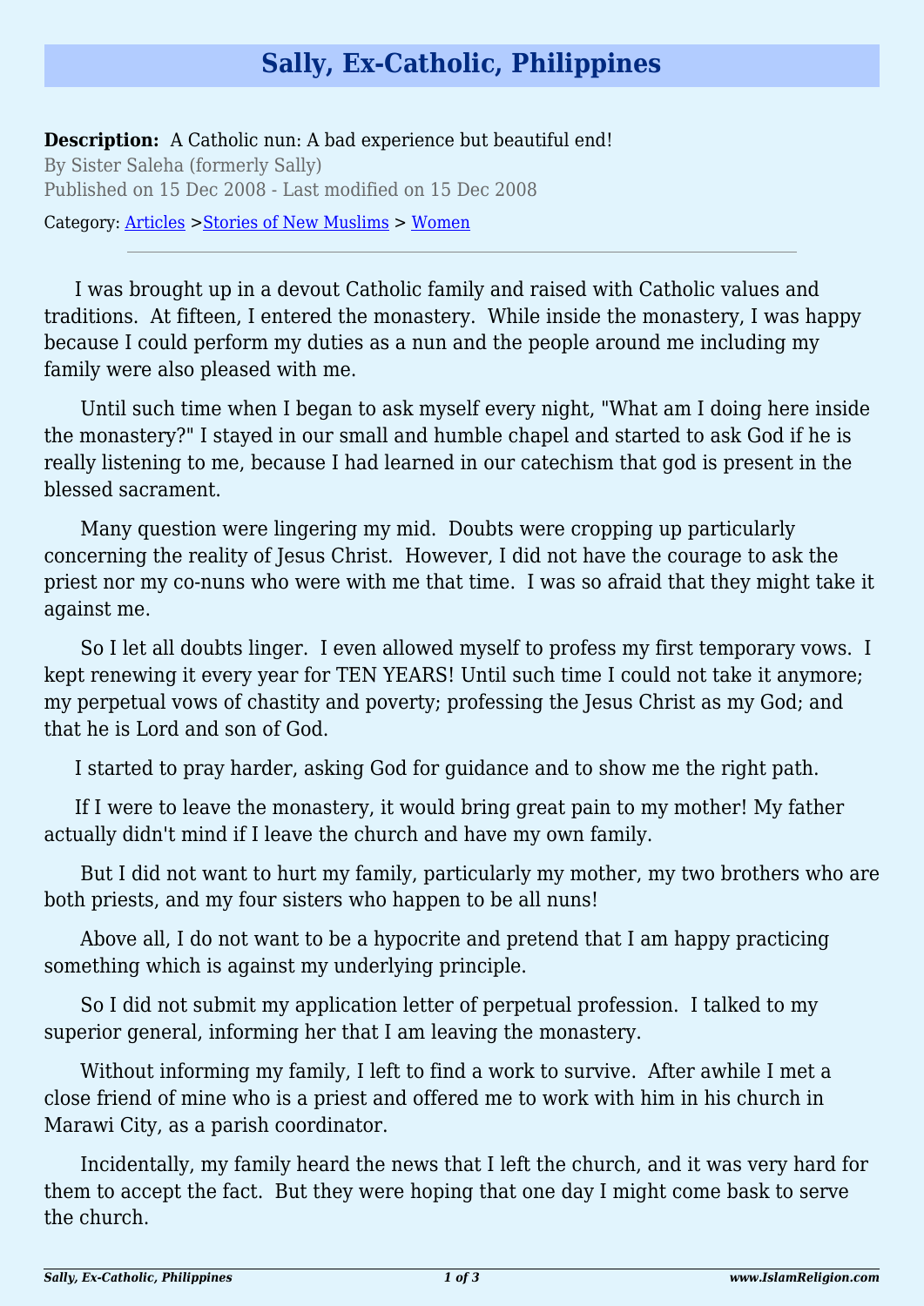# Sally, Ex-Catholic, Philippines

**Description:** A Catholic nun: A bad experience but beautiful end!

By Sister Saleha (formerly Sally)

Published on 15 Dec 2008 - Last modified on 15 Dec 2008

Category: [Articles](#) >[Stories of New Muslims](#) > [Women](#)

---

I was brought up in a devout Catholic family and raised with Catholic values and traditions. At fifteen, I entered the monastery. While inside the monastery, I was happy because I could perform my duties as a nun and the people around me including my family were also pleased with me.

Until such time when I began to ask myself every night, "What am I doing here inside the monastery?" I stayed in our small and humble chapel and started to ask God if he is really listening to me, because I had learned in our catechism that god is present in the blessed sacrament.

Many question were lingering my mid. Doubts were cropping up particularly concerning the reality of Jesus Christ. However, I did not have the courage to ask the priest nor my co-nuns who were with me that time. I was so afraid that they might take it against me.

So I let all doubts linger. I even allowed myself to profess my first temporary vows. I kept renewing it every year for TEN YEARS! Until such time I could not take it anymore; my perpetual vows of chastity and poverty; professing the Jesus Christ as my God; and that he is Lord and son of God.

I started to pray harder, asking God for guidance and to show me the right path.

If I were to leave the monastery, it would bring great pain to my mother! My father actually didn't mind if I leave the church and have my own family.

But I did not want to hurt my family, particularly my mother, my two brothers who are both priests, and my four sisters who happen to be all nuns!

Above all, I do not want to be a hypocrite and pretend that I am happy practicing something which is against my underlying principle.

So I did not submit my application letter of perpetual profession. I talked to my superior general, informing her that I am leaving the monastery.

Without informing my family, I left to find a work to survive. After awhile I met a close friend of mine who is a priest and offered me to work with him in his church in Marawi City, as a parish coordinator.

Incidentally, my family heard the news that I left the church, and it was very hard for them to accept the fact. But they were hoping that one day I might come bask to serve the church.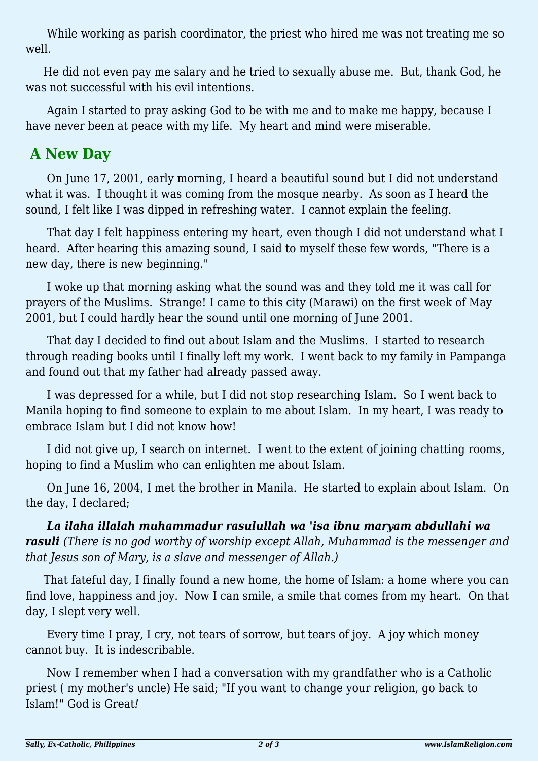While working as parish coordinator, the priest who hired me was not treating me so well.

He did not even pay me salary and he tried to sexually abuse me. But, thank God, he was not successful with his evil intentions.

Again I started to pray asking God to be with me and to make me happy, because I have never been at peace with my life. My heart and mind were miserable.

## A New Day

On June 17, 2001, early morning, I heard a beautiful sound but I did not understand what it was. I thought it was coming from the mosque nearby. As soon as I heard the sound, I felt like I was dipped in refreshing water. I cannot explain the feeling.

That day I felt happiness entering my heart, even though I did not understand what I heard. After hearing this amazing sound, I said to myself these few words, "There is a new day, there is new beginning."

I woke up that morning asking what the sound was and they told me it was call for prayers of the Muslims. Strange! I came to this city (Marawi) on the first week of May 2001, but I could hardly hear the sound until one morning of June 2001.

That day I decided to find out about Islam and the Muslims. I started to research through reading books until I finally left my work. I went back to my family in Pampanga and found out that my father had already passed away.

I was depressed for a while, but I did not stop researching Islam. So I went back to Manila hoping to find someone to explain to me about Islam. In my heart, I was ready to embrace Islam but I did not know how!

I did not give up, I search on internet. I went to the extent of joining chatting rooms, hoping to find a Muslim who can enlighten me about Islam.

On June 16, 2004, I met the brother in Manila. He started to explain about Islam. On the day, I declared;

***La ilaha illalah muhammadur rasulullah wa 'isa ibnu maryam abdullahi wa rasuli*** *(There is no god worthy of worship except Allah, Muhammad is the messenger and that Jesus son of Mary, is a slave and messenger of Allah.)*

That fateful day, I finally found a new home, the home of Islam: a home where you can find love, happiness and joy. Now I can smile, a smile that comes from my heart. On that day, I slept very well.

Every time I pray, I cry, not tears of sorrow, but tears of joy. A joy which money cannot buy. It is indescribable.

Now I remember when I had a conversation with my grandfather who is a Catholic priest ( my mother's uncle) He said; "If you want to change your religion, go back to Islam!" God is Great*!*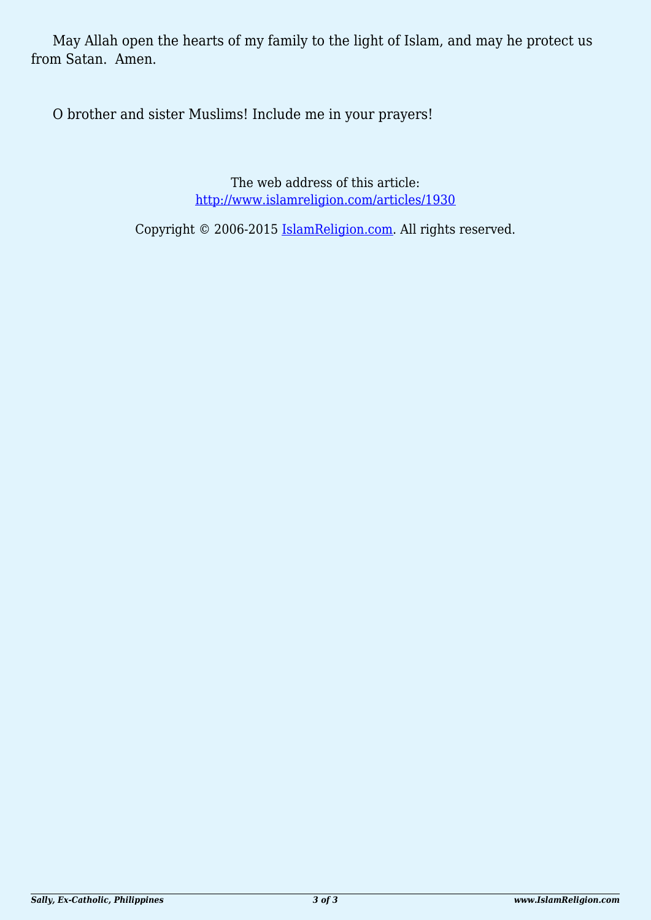May Allah open the hearts of my family to the light of Islam, and may he protect us from Satan.  Amen.

O brother and sister Muslims! Include me in your prayers!

The web address of this article:
http://www.islamreligion.com/articles/1930

Copyright © 2006-2015 IslamReligion.com. All rights reserved.